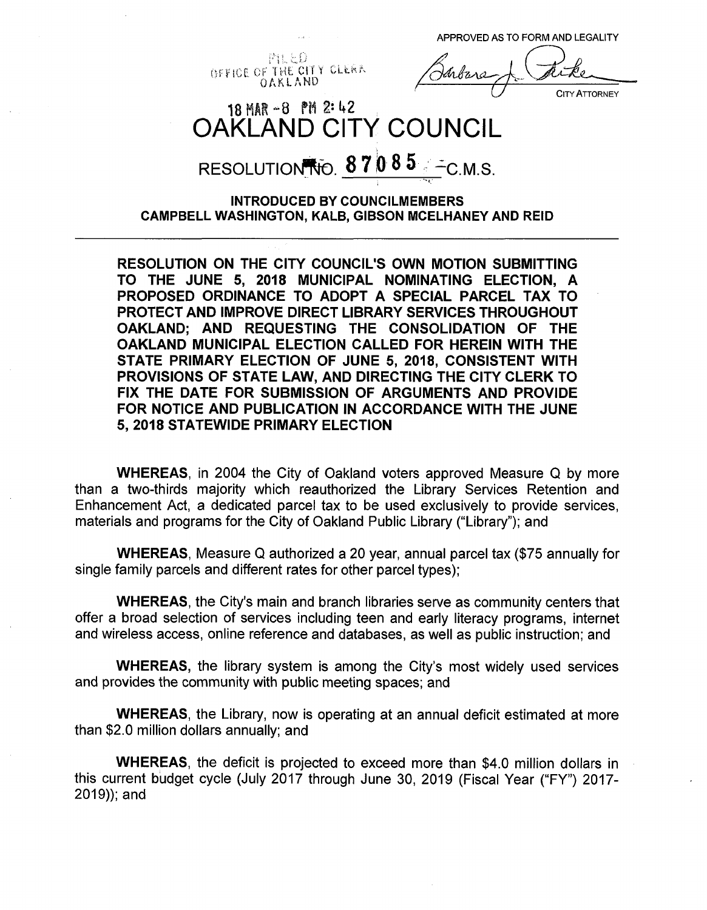APPROVED AS TO FORM AND LEGALITY

FILED
OFFICE OF THE CITY CLERK
OAKLAND

CITY ATTORNEY

18 MAR -8 PM 2:42

# OAKLAND CITY COUNCIL

## RESOLUTION NO. 87085 C.M.S.

**INTRODUCED BY COUNCILMEMBERS CAMPBELL WASHINGTON, KALB, GIBSON MCELHANEY AND REID**

---

**RESOLUTION ON THE CITY COUNCIL'S OWN MOTION SUBMITTING TO THE JUNE 5, 2018 MUNICIPAL NOMINATING ELECTION, A PROPOSED ORDINANCE TO ADOPT A SPECIAL PARCEL TAX TO PROTECT AND IMPROVE DIRECT LIBRARY SERVICES THROUGHOUT OAKLAND; AND REQUESTING THE CONSOLIDATION OF THE OAKLAND MUNICIPAL ELECTION CALLED FOR HEREIN WITH THE STATE PRIMARY ELECTION OF JUNE 5, 2018, CONSISTENT WITH PROVISIONS OF STATE LAW, AND DIRECTING THE CITY CLERK TO FIX THE DATE FOR SUBMISSION OF ARGUMENTS AND PROVIDE FOR NOTICE AND PUBLICATION IN ACCORDANCE WITH THE JUNE 5, 2018 STATEWIDE PRIMARY ELECTION**

**WHEREAS**, in 2004 the City of Oakland voters approved Measure Q by more than a two-thirds majority which reauthorized the Library Services Retention and Enhancement Act, a dedicated parcel tax to be used exclusively to provide services, materials and programs for the City of Oakland Public Library ("Library"); and

**WHEREAS**, Measure Q authorized a 20 year, annual parcel tax ($75 annually for single family parcels and different rates for other parcel types);

**WHEREAS**, the City's main and branch libraries serve as community centers that offer a broad selection of services including teen and early literacy programs, internet and wireless access, online reference and databases, as well as public instruction; and

**WHEREAS,** the library system is among the City's most widely used services and provides the community with public meeting spaces; and

**WHEREAS**, the Library, now is operating at an annual deficit estimated at more than $2.0 million dollars annually; and

**WHEREAS**, the deficit is projected to exceed more than $4.0 million dollars in this current budget cycle (July 2017 through June 30, 2019 (Fiscal Year ("FY") 2017-2019)); and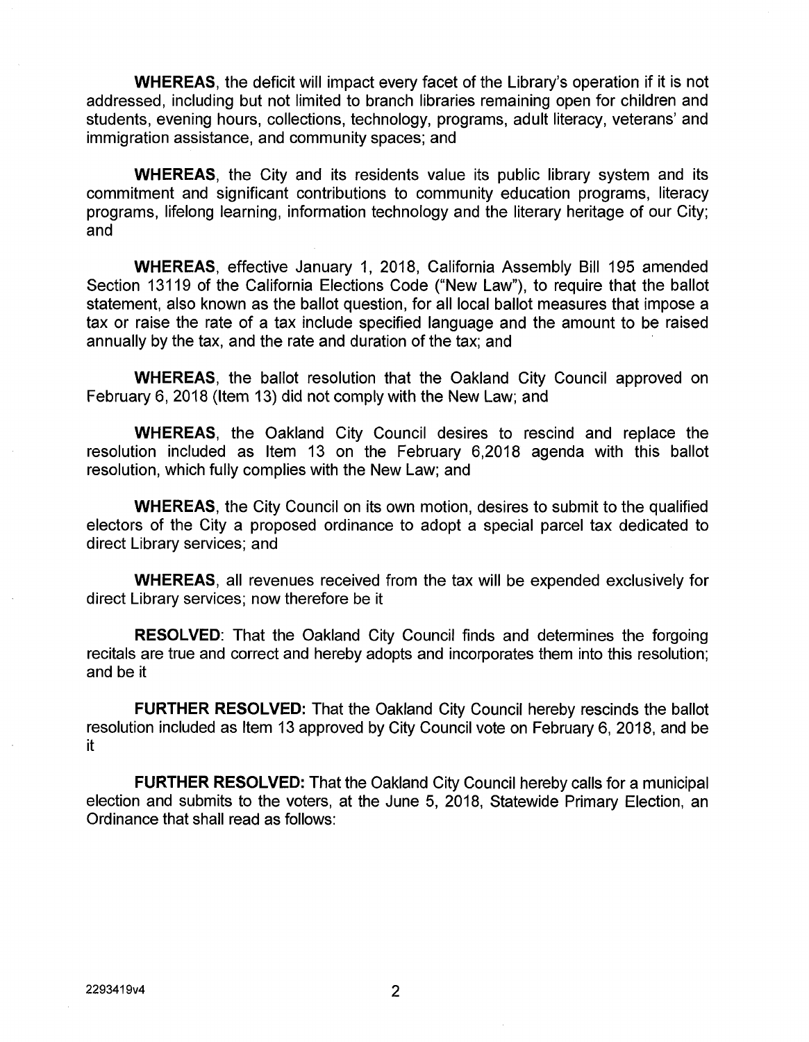**WHEREAS**, the deficit will impact every facet of the Library's operation if it is not addressed, including but not limited to branch libraries remaining open for children and students, evening hours, collections, technology, programs, adult literacy, veterans' and immigration assistance, and community spaces; and

**WHEREAS**, the City and its residents value its public library system and its commitment and significant contributions to community education programs, literacy programs, lifelong learning, information technology and the literary heritage of our City; and

**WHEREAS**, effective January 1, 2018, California Assembly Bill 195 amended Section 13119 of the California Elections Code ("New Law"), to require that the ballot statement, also known as the ballot question, for all local ballot measures that impose a tax or raise the rate of a tax include specified language and the amount to be raised annually by the tax, and the rate and duration of the tax; and

**WHEREAS**, the ballot resolution that the Oakland City Council approved on February 6, 2018 (Item 13) did not comply with the New Law; and

**WHEREAS**, the Oakland City Council desires to rescind and replace the resolution included as Item 13 on the February 6,2018 agenda with this ballot resolution, which fully complies with the New Law; and

**WHEREAS**, the City Council on its own motion, desires to submit to the qualified electors of the City a proposed ordinance to adopt a special parcel tax dedicated to direct Library services; and

**WHEREAS**, all revenues received from the tax will be expended exclusively for direct Library services; now therefore be it

**RESOLVED**: That the Oakland City Council finds and determines the forgoing recitals are true and correct and hereby adopts and incorporates them into this resolution; and be it

**FURTHER RESOLVED:** That the Oakland City Council hereby rescinds the ballot resolution included as Item 13 approved by City Council vote on February 6, 2018, and be it

**FURTHER RESOLVED:** That the Oakland City Council hereby calls for a municipal election and submits to the voters, at the June 5, 2018, Statewide Primary Election, an Ordinance that shall read as follows:

2293419v4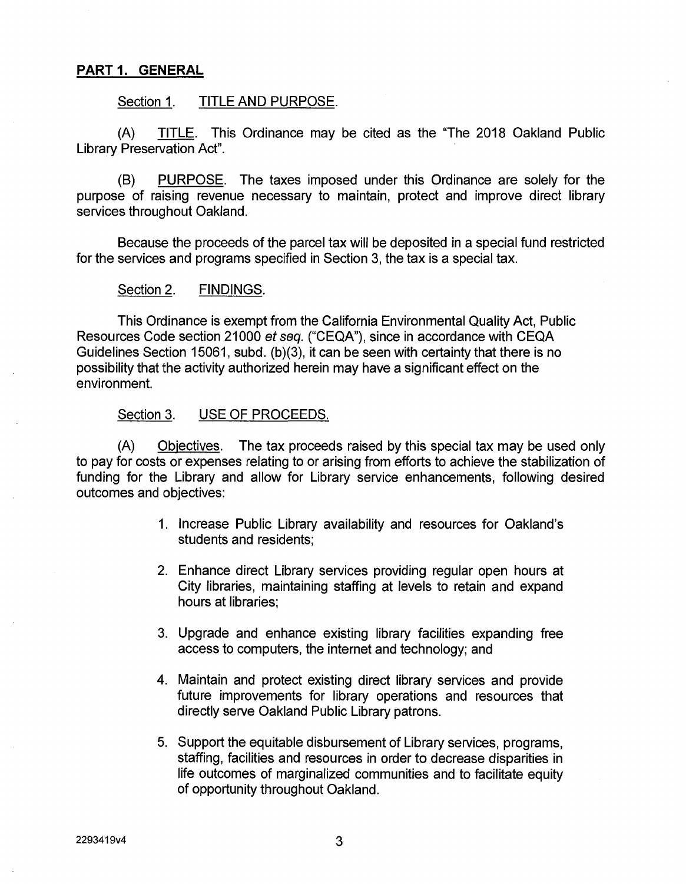## PART 1. GENERAL

### Section 1. TITLE AND PURPOSE.

(A) TITLE. This Ordinance may be cited as the "The 2018 Oakland Public Library Preservation Act".

(B) PURPOSE. The taxes imposed under this Ordinance are solely for the purpose of raising revenue necessary to maintain, protect and improve direct library services throughout Oakland.

Because the proceeds of the parcel tax will be deposited in a special fund restricted for the services and programs specified in Section 3, the tax is a special tax.

### Section 2. FINDINGS.

This Ordinance is exempt from the California Environmental Quality Act, Public Resources Code section 21000 *et seq.* ("CEQA"), since in accordance with CEQA Guidelines Section 15061, subd. (b)(3), it can be seen with certainty that there is no possibility that the activity authorized herein may have a significant effect on the environment.

### Section 3. USE OF PROCEEDS.

(A) Objectives. The tax proceeds raised by this special tax may be used only to pay for costs or expenses relating to or arising from efforts to achieve the stabilization of funding for the Library and allow for Library service enhancements, following desired outcomes and objectives:

1. Increase Public Library availability and resources for Oakland's students and residents;
2. Enhance direct Library services providing regular open hours at City libraries, maintaining staffing at levels to retain and expand hours at libraries;
3. Upgrade and enhance existing library facilities expanding free access to computers, the internet and technology; and
4. Maintain and protect existing direct library services and provide future improvements for library operations and resources that directly serve Oakland Public Library patrons.
5. Support the equitable disbursement of Library services, programs, staffing, facilities and resources in order to decrease disparities in life outcomes of marginalized communities and to facilitate equity of opportunity throughout Oakland.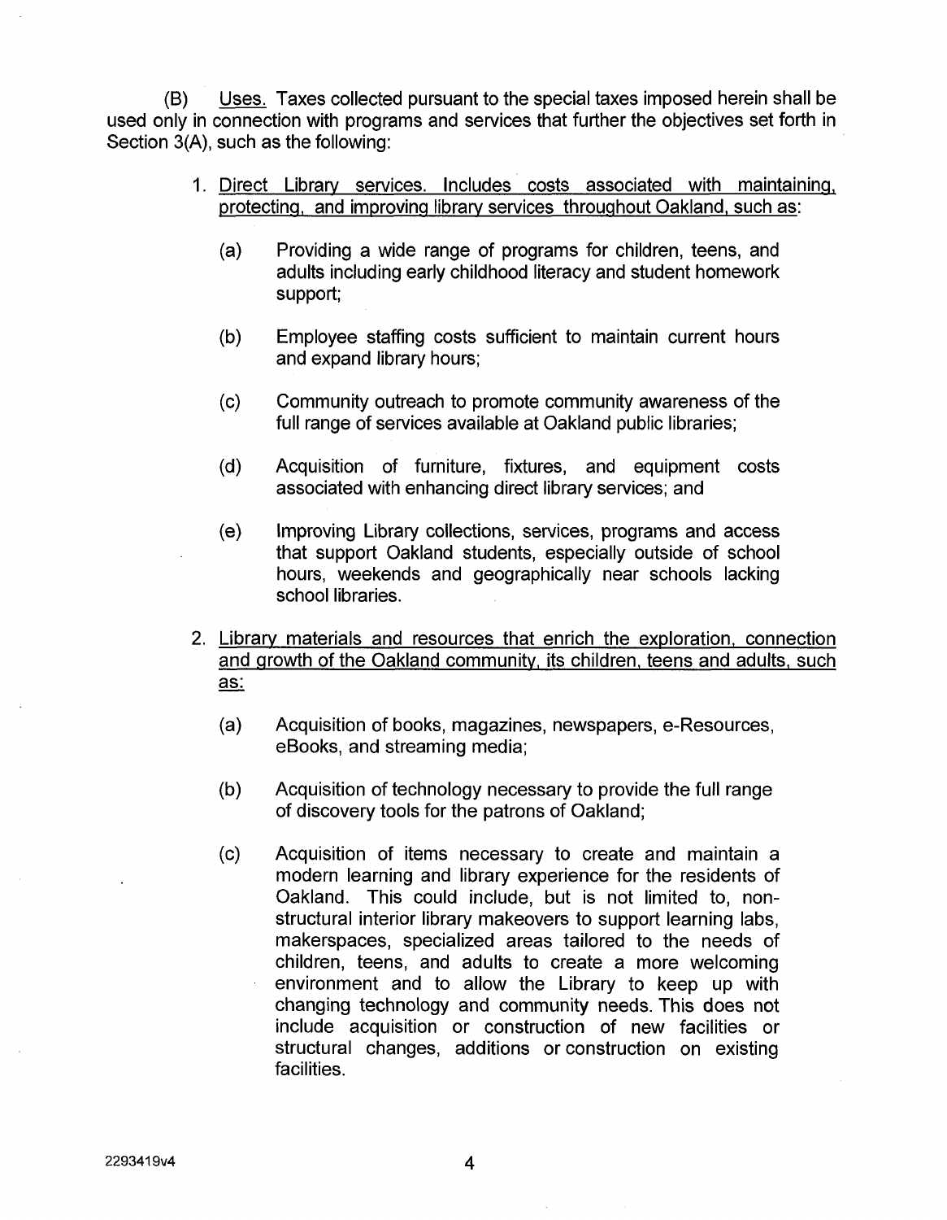(B) Uses. Taxes collected pursuant to the special taxes imposed herein shall be used only in connection with programs and services that further the objectives set forth in Section 3(A), such as the following:

1. Direct Library services. Includes costs associated with maintaining, protecting, and improving library services throughout Oakland, such as:

   (a) Providing a wide range of programs for children, teens, and adults including early childhood literacy and student homework support;

   (b) Employee staffing costs sufficient to maintain current hours and expand library hours;

   (c) Community outreach to promote community awareness of the full range of services available at Oakland public libraries;

   (d) Acquisition of furniture, fixtures, and equipment costs associated with enhancing direct library services; and

   (e) Improving Library collections, services, programs and access that support Oakland students, especially outside of school hours, weekends and geographically near schools lacking school libraries.

2. Library materials and resources that enrich the exploration, connection and growth of the Oakland community, its children, teens and adults, such as:

   (a) Acquisition of books, magazines, newspapers, e-Resources, eBooks, and streaming media;

   (b) Acquisition of technology necessary to provide the full range of discovery tools for the patrons of Oakland;

   (c) Acquisition of items necessary to create and maintain a modern learning and library experience for the residents of Oakland. This could include, but is not limited to, non-structural interior library makeovers to support learning labs, makerspaces, specialized areas tailored to the needs of children, teens, and adults to create a more welcoming environment and to allow the Library to keep up with changing technology and community needs. This does not include acquisition or construction of new facilities or structural changes, additions or construction on existing facilities.

2293419v4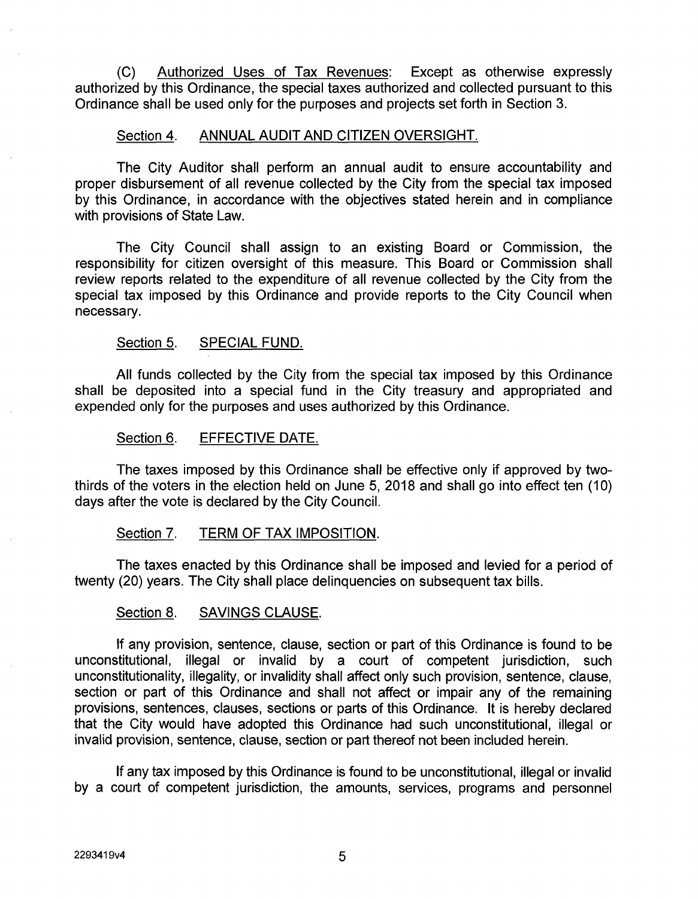(C) Authorized Uses of Tax Revenues: Except as otherwise expressly authorized by this Ordinance, the special taxes authorized and collected pursuant to this Ordinance shall be used only for the purposes and projects set forth in Section 3.

Section 4. ANNUAL AUDIT AND CITIZEN OVERSIGHT.

The City Auditor shall perform an annual audit to ensure accountability and proper disbursement of all revenue collected by the City from the special tax imposed by this Ordinance, in accordance with the objectives stated herein and in compliance with provisions of State Law.

The City Council shall assign to an existing Board or Commission, the responsibility for citizen oversight of this measure. This Board or Commission shall review reports related to the expenditure of all revenue collected by the City from the special tax imposed by this Ordinance and provide reports to the City Council when necessary.

Section 5. SPECIAL FUND.

All funds collected by the City from the special tax imposed by this Ordinance shall be deposited into a special fund in the City treasury and appropriated and expended only for the purposes and uses authorized by this Ordinance.

Section 6. EFFECTIVE DATE.

The taxes imposed by this Ordinance shall be effective only if approved by two-thirds of the voters in the election held on June 5, 2018 and shall go into effect ten (10) days after the vote is declared by the City Council.

Section 7. TERM OF TAX IMPOSITION.

The taxes enacted by this Ordinance shall be imposed and levied for a period of twenty (20) years. The City shall place delinquencies on subsequent tax bills.

Section 8. SAVINGS CLAUSE.

If any provision, sentence, clause, section or part of this Ordinance is found to be unconstitutional, illegal or invalid by a court of competent jurisdiction, such unconstitutionality, illegality, or invalidity shall affect only such provision, sentence, clause, section or part of this Ordinance and shall not affect or impair any of the remaining provisions, sentences, clauses, sections or parts of this Ordinance. It is hereby declared that the City would have adopted this Ordinance had such unconstitutional, illegal or invalid provision, sentence, clause, section or part thereof not been included herein.

If any tax imposed by this Ordinance is found to be unconstitutional, illegal or invalid by a court of competent jurisdiction, the amounts, services, programs and personnel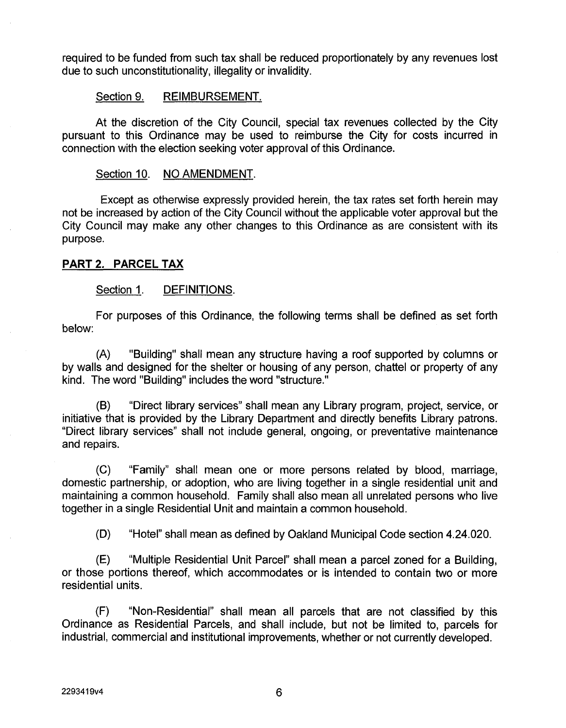required to be funded from such tax shall be reduced proportionately by any revenues lost due to such unconstitutionality, illegality or invalidity.

Section 9. REIMBURSEMENT.

At the discretion of the City Council, special tax revenues collected by the City pursuant to this Ordinance may be used to reimburse the City for costs incurred in connection with the election seeking voter approval of this Ordinance.

Section 10. NO AMENDMENT.

Except as otherwise expressly provided herein, the tax rates set forth herein may not be increased by action of the City Council without the applicable voter approval but the City Council may make any other changes to this Ordinance as are consistent with its purpose.

## PART 2. PARCEL TAX

Section 1. DEFINITIONS.

For purposes of this Ordinance, the following terms shall be defined as set forth below:

(A) "Building" shall mean any structure having a roof supported by columns or by walls and designed for the shelter or housing of any person, chattel or property of any kind. The word "Building" includes the word "structure."

(B) "Direct library services" shall mean any Library program, project, service, or initiative that is provided by the Library Department and directly benefits Library patrons. "Direct library services" shall not include general, ongoing, or preventative maintenance and repairs.

(C) "Family" shall mean one or more persons related by blood, marriage, domestic partnership, or adoption, who are living together in a single residential unit and maintaining a common household. Family shall also mean all unrelated persons who live together in a single Residential Unit and maintain a common household.

(D) "Hotel" shall mean as defined by Oakland Municipal Code section 4.24.020.

(E) "Multiple Residential Unit Parcel" shall mean a parcel zoned for a Building, or those portions thereof, which accommodates or is intended to contain two or more residential units.

(F) "Non-Residential" shall mean all parcels that are not classified by this Ordinance as Residential Parcels, and shall include, but not be limited to, parcels for industrial, commercial and institutional improvements, whether or not currently developed.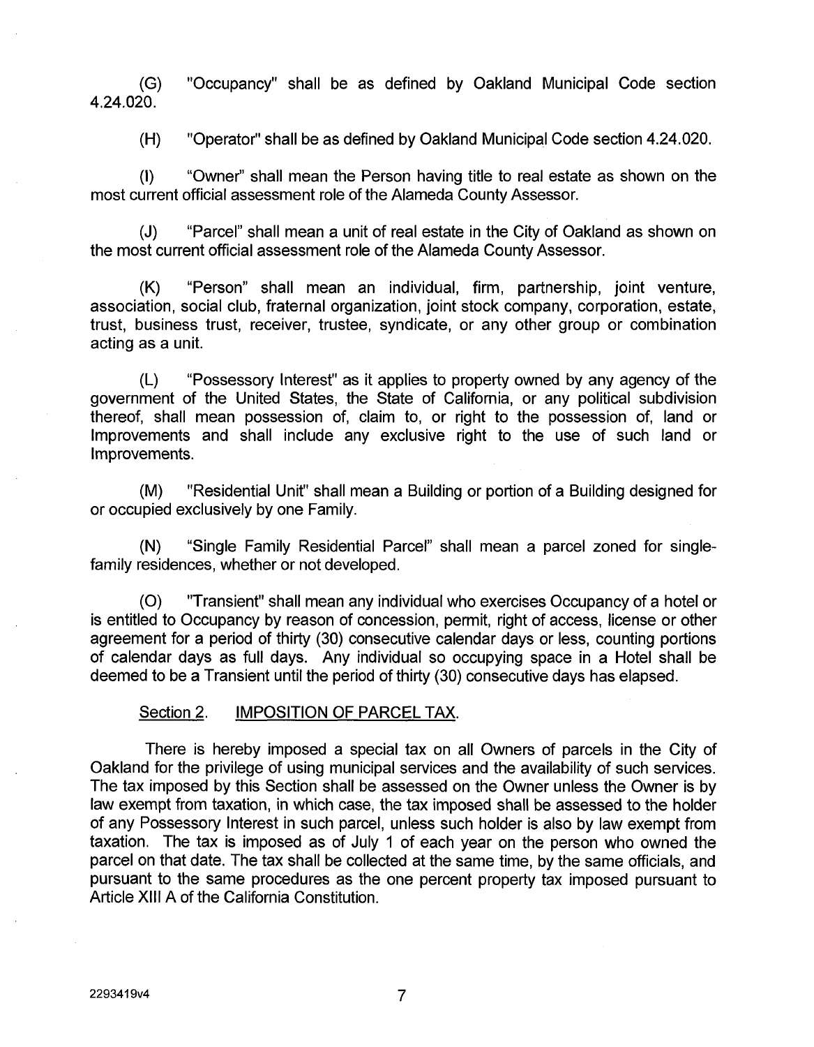(G) "Occupancy" shall be as defined by Oakland Municipal Code section 4.24.020.

(H) "Operator" shall be as defined by Oakland Municipal Code section 4.24.020.

(I) "Owner" shall mean the Person having title to real estate as shown on the most current official assessment role of the Alameda County Assessor.

(J) "Parcel" shall mean a unit of real estate in the City of Oakland as shown on the most current official assessment role of the Alameda County Assessor.

(K) "Person" shall mean an individual, firm, partnership, joint venture, association, social club, fraternal organization, joint stock company, corporation, estate, trust, business trust, receiver, trustee, syndicate, or any other group or combination acting as a unit.

(L) "Possessory Interest" as it applies to property owned by any agency of the government of the United States, the State of California, or any political subdivision thereof, shall mean possession of, claim to, or right to the possession of, land or Improvements and shall include any exclusive right to the use of such land or Improvements.

(M) "Residential Unit" shall mean a Building or portion of a Building designed for or occupied exclusively by one Family.

(N) "Single Family Residential Parcel" shall mean a parcel zoned for single-family residences, whether or not developed.

(O) "Transient" shall mean any individual who exercises Occupancy of a hotel or is entitled to Occupancy by reason of concession, permit, right of access, license or other agreement for a period of thirty (30) consecutive calendar days or less, counting portions of calendar days as full days. Any individual so occupying space in a Hotel shall be deemed to be a Transient until the period of thirty (30) consecutive days has elapsed.

Section 2. IMPOSITION OF PARCEL TAX.

There is hereby imposed a special tax on all Owners of parcels in the City of Oakland for the privilege of using municipal services and the availability of such services. The tax imposed by this Section shall be assessed on the Owner unless the Owner is by law exempt from taxation, in which case, the tax imposed shall be assessed to the holder of any Possessory Interest in such parcel, unless such holder is also by law exempt from taxation. The tax is imposed as of July 1 of each year on the person who owned the parcel on that date. The tax shall be collected at the same time, by the same officials, and pursuant to the same procedures as the one percent property tax imposed pursuant to Article XIII A of the California Constitution.

2293419v4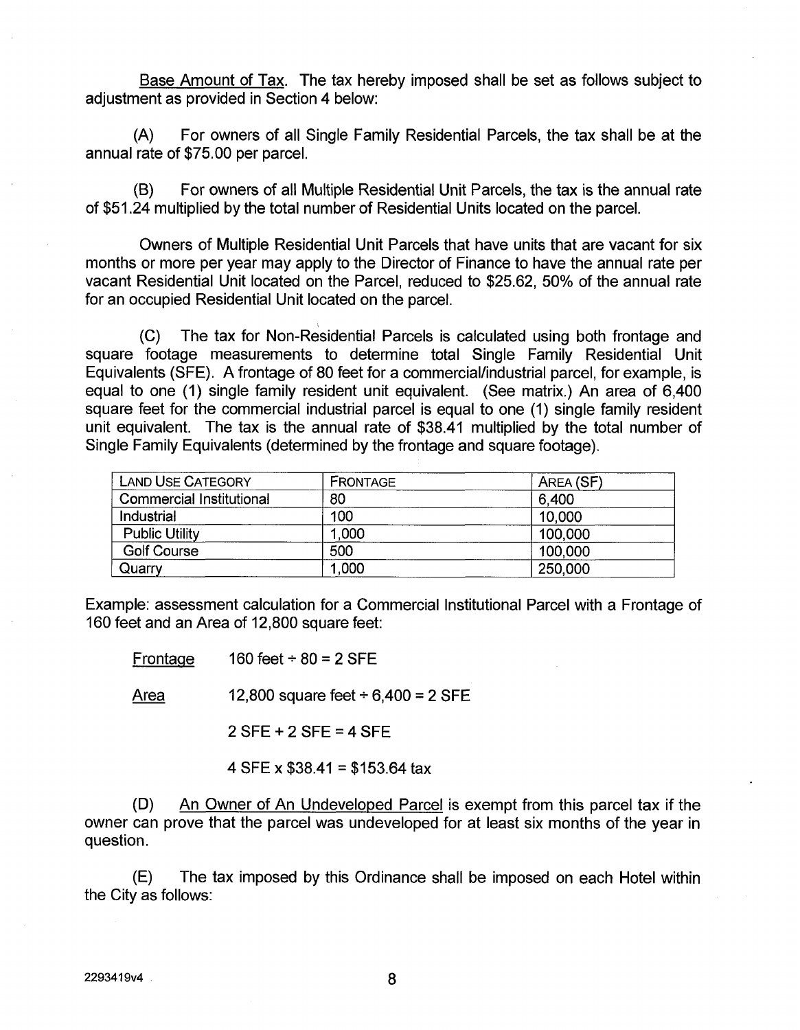<u>Base Amount of Tax</u>. The tax hereby imposed shall be set as follows subject to adjustment as provided in Section 4 below:

(A) For owners of all Single Family Residential Parcels, the tax shall be at the annual rate of $75.00 per parcel.

(B) For owners of all Multiple Residential Unit Parcels, the tax is the annual rate of $51.24 multiplied by the total number of Residential Units located on the parcel.

Owners of Multiple Residential Unit Parcels that have units that are vacant for six months or more per year may apply to the Director of Finance to have the annual rate per vacant Residential Unit located on the Parcel, reduced to $25.62, 50% of the annual rate for an occupied Residential Unit located on the parcel.

(C) The tax for Non-Residential Parcels is calculated using both frontage and square footage measurements to determine total Single Family Residential Unit Equivalents (SFE). A frontage of 80 feet for a commercial/industrial parcel, for example, is equal to one (1) single family resident unit equivalent. (See matrix.) An area of 6,400 square feet for the commercial industrial parcel is equal to one (1) single family resident unit equivalent. The tax is the annual rate of $38.41 multiplied by the total number of Single Family Equivalents (determined by the frontage and square footage).

| LAND USE CATEGORY | FRONTAGE | AREA (SF) |
|---|---|---|
| Commercial Institutional | 80 | 6,400 |
| Industrial | 100 | 10,000 |
| Public Utility | 1,000 | 100,000 |
| Golf Course | 500 | 100,000 |
| Quarry | 1,000 | 250,000 |

Example: assessment calculation for a Commercial Institutional Parcel with a Frontage of 160 feet and an Area of 12,800 square feet:

<u>Frontage</u> 160 feet ÷ 80 = 2 SFE

<u>Area</u> 12,800 square feet ÷ 6,400 = 2 SFE

2 SFE + 2 SFE = 4 SFE

4 SFE x $38.41 = $153.64 tax

(D) <u>An Owner of An Undeveloped Parcel</u> is exempt from this parcel tax if the owner can prove that the parcel was undeveloped for at least six months of the year in question.

(E) The tax imposed by this Ordinance shall be imposed on each Hotel within the City as follows: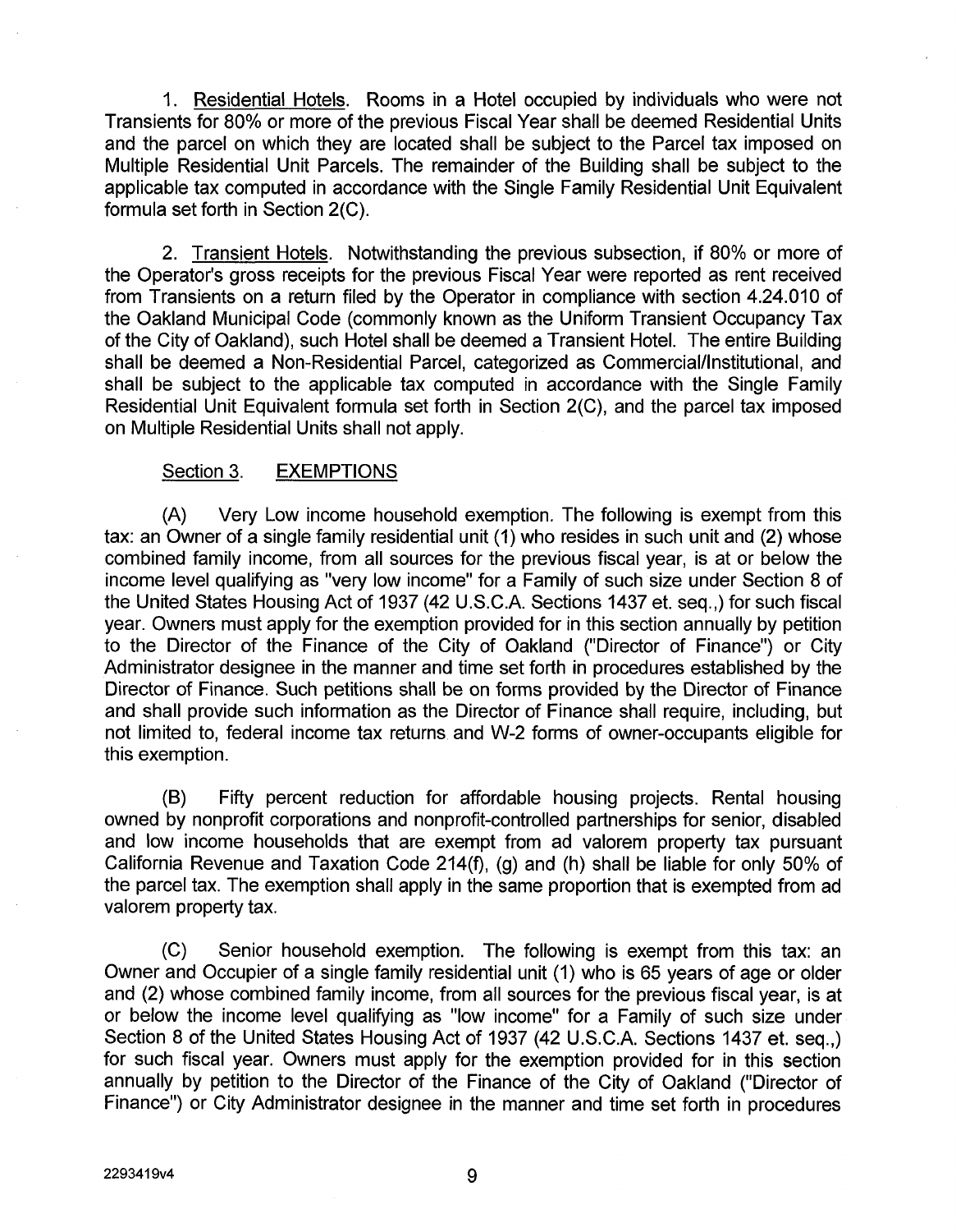1. Residential Hotels. Rooms in a Hotel occupied by individuals who were not Transients for 80% or more of the previous Fiscal Year shall be deemed Residential Units and the parcel on which they are located shall be subject to the Parcel tax imposed on Multiple Residential Unit Parcels. The remainder of the Building shall be subject to the applicable tax computed in accordance with the Single Family Residential Unit Equivalent formula set forth in Section 2(C).

2. Transient Hotels. Notwithstanding the previous subsection, if 80% or more of the Operator's gross receipts for the previous Fiscal Year were reported as rent received from Transients on a return filed by the Operator in compliance with section 4.24.010 of the Oakland Municipal Code (commonly known as the Uniform Transient Occupancy Tax of the City of Oakland), such Hotel shall be deemed a Transient Hotel. The entire Building shall be deemed a Non-Residential Parcel, categorized as Commercial/Institutional, and shall be subject to the applicable tax computed in accordance with the Single Family Residential Unit Equivalent formula set forth in Section 2(C), and the parcel tax imposed on Multiple Residential Units shall not apply.

## Section 3. EXEMPTIONS

(A) Very Low income household exemption. The following is exempt from this tax: an Owner of a single family residential unit (1) who resides in such unit and (2) whose combined family income, from all sources for the previous fiscal year, is at or below the income level qualifying as "very low income" for a Family of such size under Section 8 of the United States Housing Act of 1937 (42 U.S.C.A. Sections 1437 et. seq.,) for such fiscal year. Owners must apply for the exemption provided for in this section annually by petition to the Director of the Finance of the City of Oakland ("Director of Finance") or City Administrator designee in the manner and time set forth in procedures established by the Director of Finance. Such petitions shall be on forms provided by the Director of Finance and shall provide such information as the Director of Finance shall require, including, but not limited to, federal income tax returns and W-2 forms of owner-occupants eligible for this exemption.

(B) Fifty percent reduction for affordable housing projects. Rental housing owned by nonprofit corporations and nonprofit-controlled partnerships for senior, disabled and low income households that are exempt from ad valorem property tax pursuant California Revenue and Taxation Code 214(f), (g) and (h) shall be liable for only 50% of the parcel tax. The exemption shall apply in the same proportion that is exempted from ad valorem property tax.

(C) Senior household exemption. The following is exempt from this tax: an Owner and Occupier of a single family residential unit (1) who is 65 years of age or older and (2) whose combined family income, from all sources for the previous fiscal year, is at or below the income level qualifying as "low income" for a Family of such size under Section 8 of the United States Housing Act of 1937 (42 U.S.C.A. Sections 1437 et. seq.,) for such fiscal year. Owners must apply for the exemption provided for in this section annually by petition to the Director of the Finance of the City of Oakland ("Director of Finance") or City Administrator designee in the manner and time set forth in procedures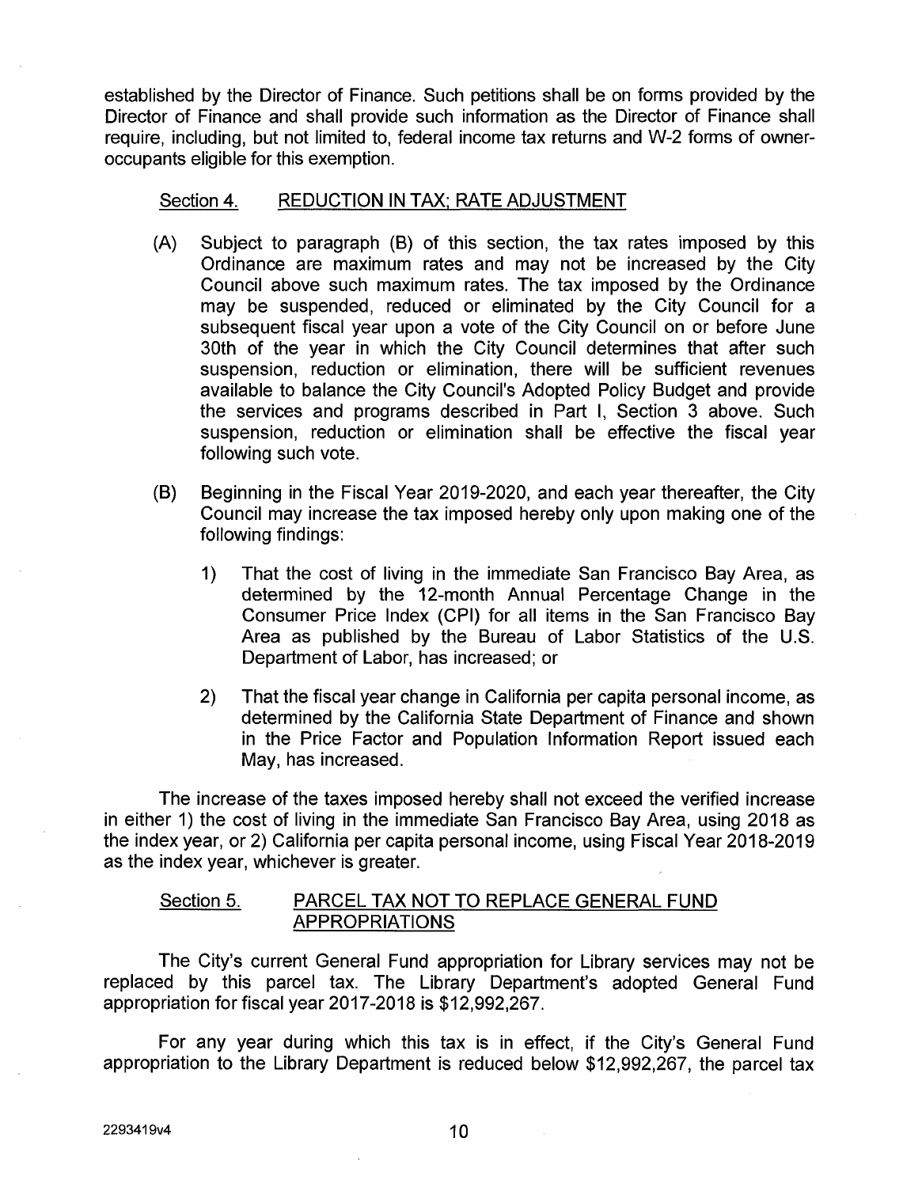established by the Director of Finance. Such petitions shall be on forms provided by the Director of Finance and shall provide such information as the Director of Finance shall require, including, but not limited to, federal income tax returns and W-2 forms of owner-occupants eligible for this exemption.

## Section 4. REDUCTION IN TAX; RATE ADJUSTMENT

(A) Subject to paragraph (B) of this section, the tax rates imposed by this Ordinance are maximum rates and may not be increased by the City Council above such maximum rates. The tax imposed by the Ordinance may be suspended, reduced or eliminated by the City Council for a subsequent fiscal year upon a vote of the City Council on or before June 30th of the year in which the City Council determines that after such suspension, reduction or elimination, there will be sufficient revenues available to balance the City Council's Adopted Policy Budget and provide the services and programs described in Part I, Section 3 above. Such suspension, reduction or elimination shall be effective the fiscal year following such vote.

(B) Beginning in the Fiscal Year 2019-2020, and each year thereafter, the City Council may increase the tax imposed hereby only upon making one of the following findings:

1) That the cost of living in the immediate San Francisco Bay Area, as determined by the 12-month Annual Percentage Change in the Consumer Price Index (CPI) for all items in the San Francisco Bay Area as published by the Bureau of Labor Statistics of the U.S. Department of Labor, has increased; or

2) That the fiscal year change in California per capita personal income, as determined by the California State Department of Finance and shown in the Price Factor and Population Information Report issued each May, has increased.

The increase of the taxes imposed hereby shall not exceed the verified increase in either 1) the cost of living in the immediate San Francisco Bay Area, using 2018 as the index year, or 2) California per capita personal income, using Fiscal Year 2018-2019 as the index year, whichever is greater.

## Section 5. PARCEL TAX NOT TO REPLACE GENERAL FUND APPROPRIATIONS

The City's current General Fund appropriation for Library services may not be replaced by this parcel tax. The Library Department's adopted General Fund appropriation for fiscal year 2017-2018 is $12,992,267.

For any year during which this tax is in effect, if the City's General Fund appropriation to the Library Department is reduced below $12,992,267, the parcel tax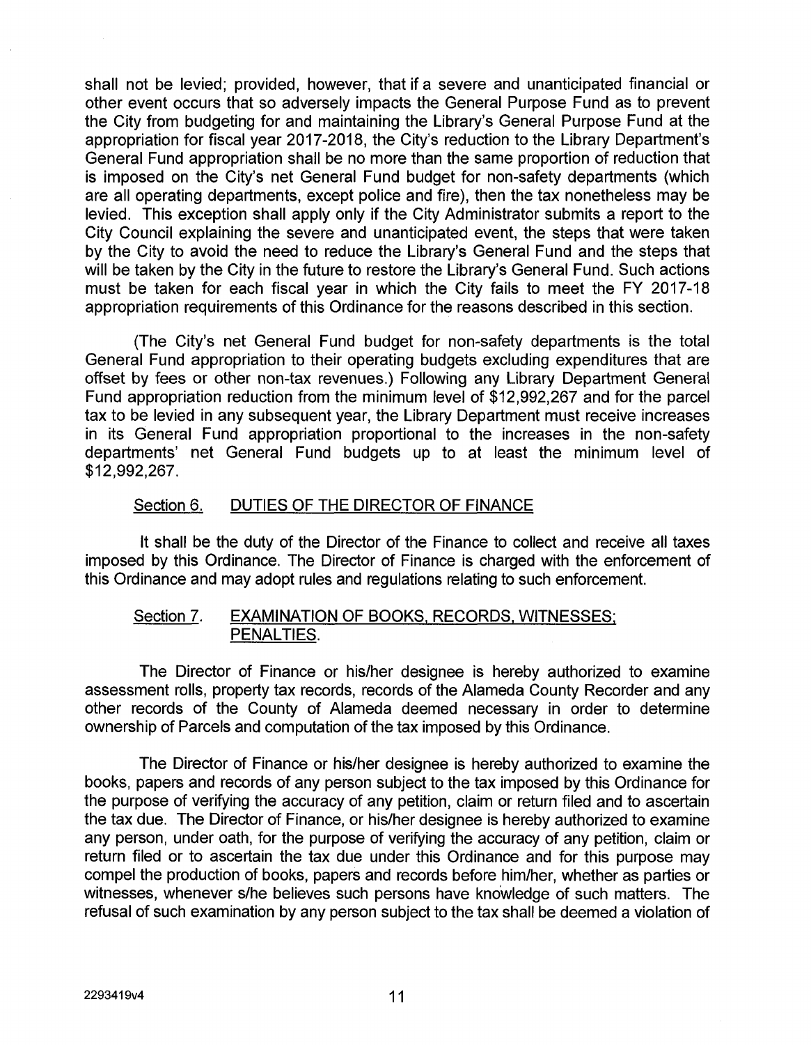shall not be levied; provided, however, that if a severe and unanticipated financial or other event occurs that so adversely impacts the General Purpose Fund as to prevent the City from budgeting for and maintaining the Library's General Purpose Fund at the appropriation for fiscal year 2017-2018, the City's reduction to the Library Department's General Fund appropriation shall be no more than the same proportion of reduction that is imposed on the City's net General Fund budget for non-safety departments (which are all operating departments, except police and fire), then the tax nonetheless may be levied. This exception shall apply only if the City Administrator submits a report to the City Council explaining the severe and unanticipated event, the steps that were taken by the City to avoid the need to reduce the Library's General Fund and the steps that will be taken by the City in the future to restore the Library's General Fund. Such actions must be taken for each fiscal year in which the City fails to meet the FY 2017-18 appropriation requirements of this Ordinance for the reasons described in this section.

(The City's net General Fund budget for non-safety departments is the total General Fund appropriation to their operating budgets excluding expenditures that are offset by fees or other non-tax revenues.) Following any Library Department General Fund appropriation reduction from the minimum level of $12,992,267 and for the parcel tax to be levied in any subsequent year, the Library Department must receive increases in its General Fund appropriation proportional to the increases in the non-safety departments' net General Fund budgets up to at least the minimum level of $12,992,267.

## Section 6. DUTIES OF THE DIRECTOR OF FINANCE

It shall be the duty of the Director of the Finance to collect and receive all taxes imposed by this Ordinance. The Director of Finance is charged with the enforcement of this Ordinance and may adopt rules and regulations relating to such enforcement.

## Section 7. EXAMINATION OF BOOKS, RECORDS, WITNESSES; PENALTIES.

The Director of Finance or his/her designee is hereby authorized to examine assessment rolls, property tax records, records of the Alameda County Recorder and any other records of the County of Alameda deemed necessary in order to determine ownership of Parcels and computation of the tax imposed by this Ordinance.

The Director of Finance or his/her designee is hereby authorized to examine the books, papers and records of any person subject to the tax imposed by this Ordinance for the purpose of verifying the accuracy of any petition, claim or return filed and to ascertain the tax due. The Director of Finance, or his/her designee is hereby authorized to examine any person, under oath, for the purpose of verifying the accuracy of any petition, claim or return filed or to ascertain the tax due under this Ordinance and for this purpose may compel the production of books, papers and records before him/her, whether as parties or witnesses, whenever s/he believes such persons have knowledge of such matters. The refusal of such examination by any person subject to the tax shall be deemed a violation of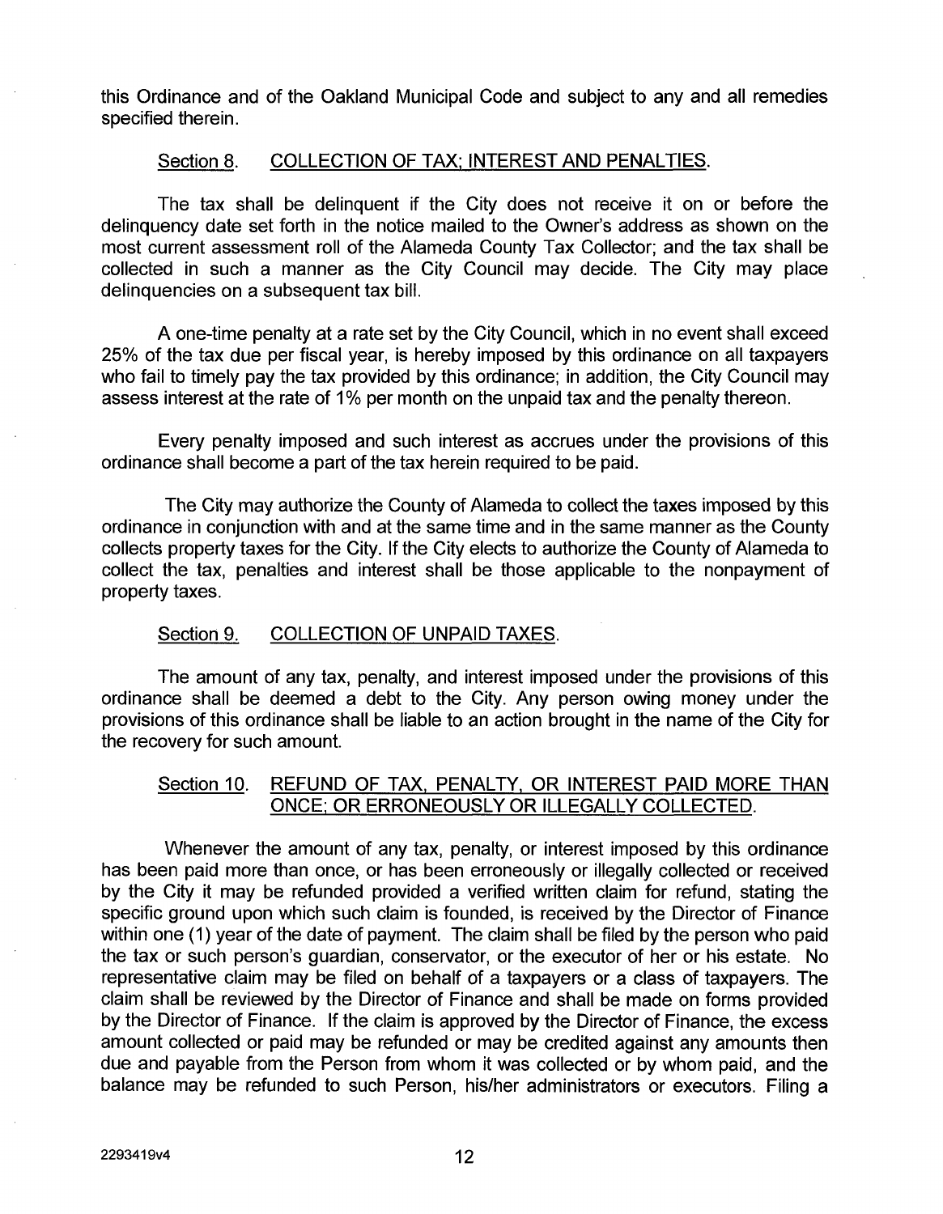this Ordinance and of the Oakland Municipal Code and subject to any and all remedies specified therein.

## Section 8. COLLECTION OF TAX; INTEREST AND PENALTIES.

The tax shall be delinquent if the City does not receive it on or before the delinquency date set forth in the notice mailed to the Owner's address as shown on the most current assessment roll of the Alameda County Tax Collector; and the tax shall be collected in such a manner as the City Council may decide. The City may place delinquencies on a subsequent tax bill.

A one-time penalty at a rate set by the City Council, which in no event shall exceed 25% of the tax due per fiscal year, is hereby imposed by this ordinance on all taxpayers who fail to timely pay the tax provided by this ordinance; in addition, the City Council may assess interest at the rate of 1% per month on the unpaid tax and the penalty thereon.

Every penalty imposed and such interest as accrues under the provisions of this ordinance shall become a part of the tax herein required to be paid.

The City may authorize the County of Alameda to collect the taxes imposed by this ordinance in conjunction with and at the same time and in the same manner as the County collects property taxes for the City. If the City elects to authorize the County of Alameda to collect the tax, penalties and interest shall be those applicable to the nonpayment of property taxes.

## Section 9. COLLECTION OF UNPAID TAXES.

The amount of any tax, penalty, and interest imposed under the provisions of this ordinance shall be deemed a debt to the City. Any person owing money under the provisions of this ordinance shall be liable to an action brought in the name of the City for the recovery for such amount.

## Section 10. REFUND OF TAX, PENALTY, OR INTEREST PAID MORE THAN ONCE; OR ERRONEOUSLY OR ILLEGALLY COLLECTED.

Whenever the amount of any tax, penalty, or interest imposed by this ordinance has been paid more than once, or has been erroneously or illegally collected or received by the City it may be refunded provided a verified written claim for refund, stating the specific ground upon which such claim is founded, is received by the Director of Finance within one (1) year of the date of payment. The claim shall be filed by the person who paid the tax or such person's guardian, conservator, or the executor of her or his estate. No representative claim may be filed on behalf of a taxpayers or a class of taxpayers. The claim shall be reviewed by the Director of Finance and shall be made on forms provided by the Director of Finance. If the claim is approved by the Director of Finance, the excess amount collected or paid may be refunded or may be credited against any amounts then due and payable from the Person from whom it was collected or by whom paid, and the balance may be refunded to such Person, his/her administrators or executors. Filing a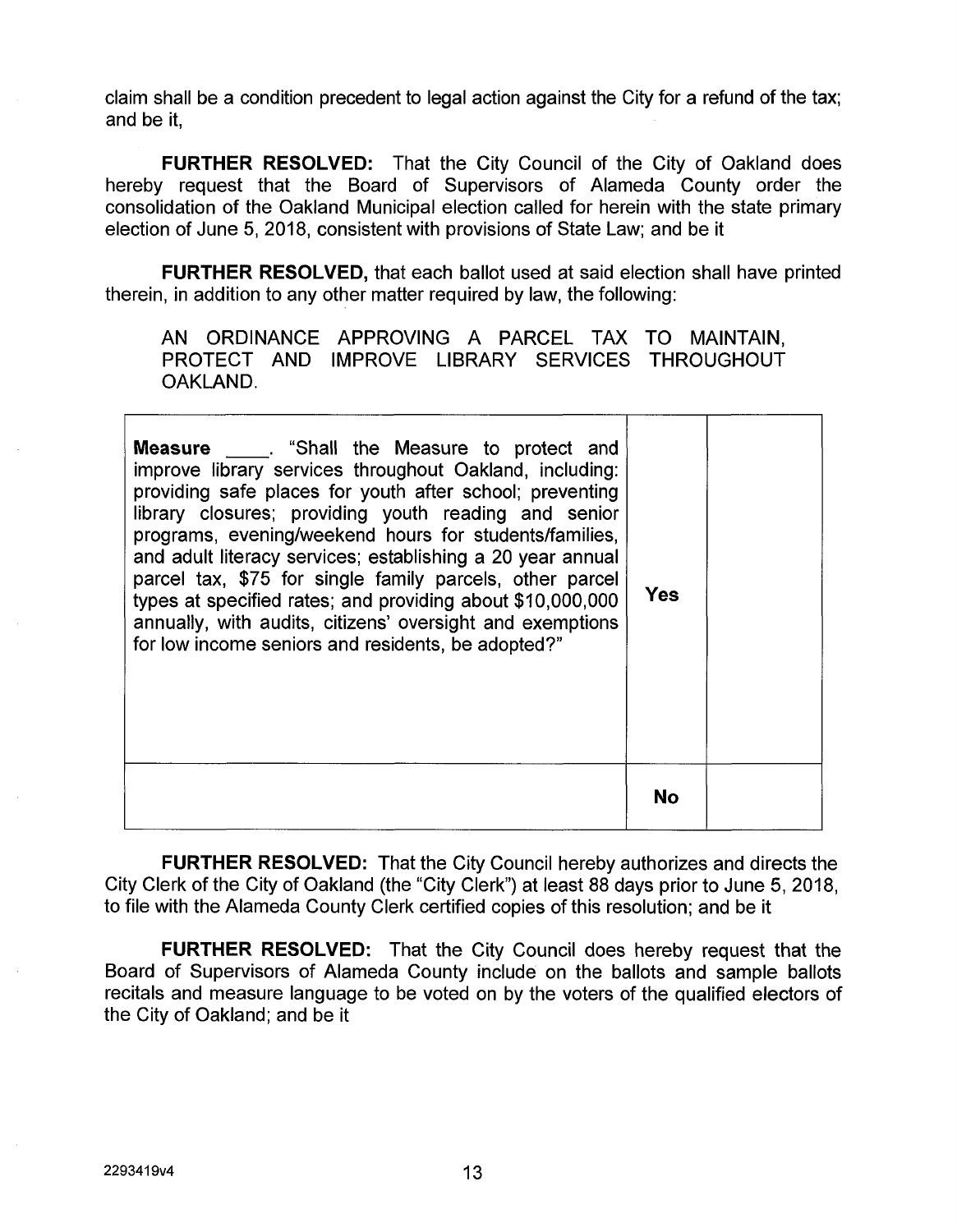claim shall be a condition precedent to legal action against the City for a refund of the tax; and be it,

**FURTHER RESOLVED:** That the City Council of the City of Oakland does hereby request that the Board of Supervisors of Alameda County order the consolidation of the Oakland Municipal election called for herein with the state primary election of June 5, 2018, consistent with provisions of State Law; and be it

**FURTHER RESOLVED,** that each ballot used at said election shall have printed therein, in addition to any other matter required by law, the following:

AN ORDINANCE APPROVING A PARCEL TAX TO MAINTAIN, PROTECT AND IMPROVE LIBRARY SERVICES THROUGHOUT OAKLAND.

| | | |
|---|---|---|
| **Measure** ____. "Shall the Measure to protect and improve library services throughout Oakland, including: providing safe places for youth after school; preventing library closures; providing youth reading and senior programs, evening/weekend hours for students/families, and adult literacy services; establishing a 20 year annual parcel tax, $75 for single family parcels, other parcel types at specified rates; and providing about $10,000,000 annually, with audits, citizens' oversight and exemptions for low income seniors and residents, be adopted?" | **Yes** | |
| | **No** | |

**FURTHER RESOLVED:** That the City Council hereby authorizes and directs the City Clerk of the City of Oakland (the "City Clerk") at least 88 days prior to June 5, 2018, to file with the Alameda County Clerk certified copies of this resolution; and be it

**FURTHER RESOLVED:** That the City Council does hereby request that the Board of Supervisors of Alameda County include on the ballots and sample ballots recitals and measure language to be voted on by the voters of the qualified electors of the City of Oakland; and be it

2293419v4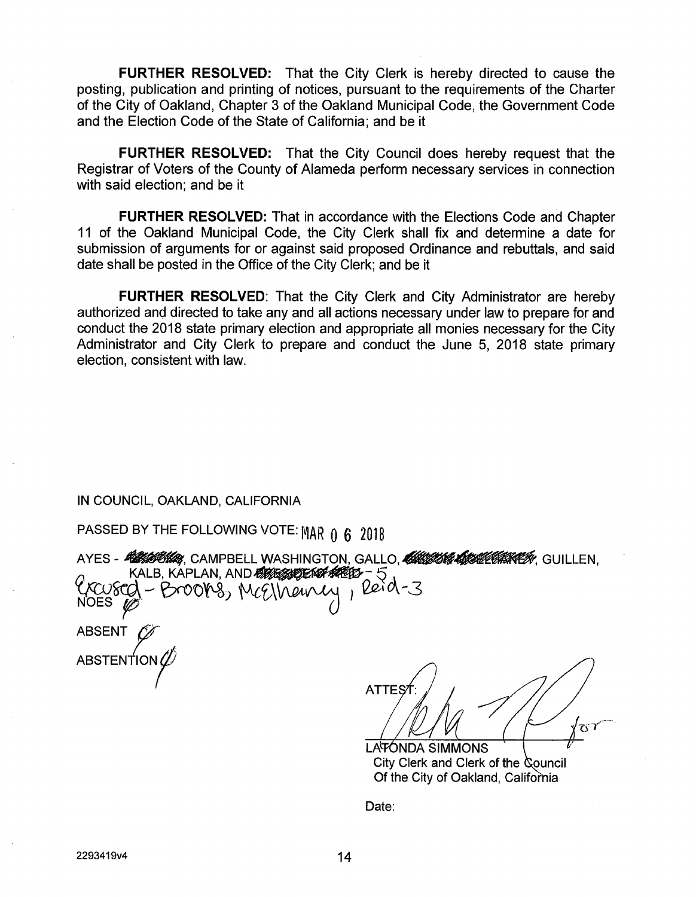**FURTHER RESOLVED:** That the City Clerk is hereby directed to cause the posting, publication and printing of notices, pursuant to the requirements of the Charter of the City of Oakland, Chapter 3 of the Oakland Municipal Code, the Government Code and the Election Code of the State of California; and be it

**FURTHER RESOLVED:** That the City Council does hereby request that the Registrar of Voters of the County of Alameda perform necessary services in connection with said election; and be it

**FURTHER RESOLVED:** That in accordance with the Elections Code and Chapter 11 of the Oakland Municipal Code, the City Clerk shall fix and determine a date for submission of arguments for or against said proposed Ordinance and rebuttals, and said date shall be posted in the Office of the City Clerk; and be it

**FURTHER RESOLVED**: That the City Clerk and City Administrator are hereby authorized and directed to take any and all actions necessary under law to prepare for and conduct the 2018 state primary election and appropriate all monies necessary for the City Administrator and City Clerk to prepare and conduct the June 5, 2018 state primary election, consistent with law.

IN COUNCIL, OAKLAND, CALIFORNIA

PASSED BY THE FOLLOWING VOTE: MAR 06 2018

AYES - ~~BROOKS~~, CAMPBELL WASHINGTON, GALLO, ~~GIBSON MCELHANEY~~, GUILLEN, KALB, KAPLAN, AND ~~PRESIDENT REID~~ - 5

Excused - Brooks, McElhaney, Reid - 3

NOES ∅

ABSENT ∅

ABSTENTION ∅

ATTEST: [signature] for

LATONDA SIMMONS
City Clerk and Clerk of the Council
Of the City of Oakland, California

Date:

2293419v4